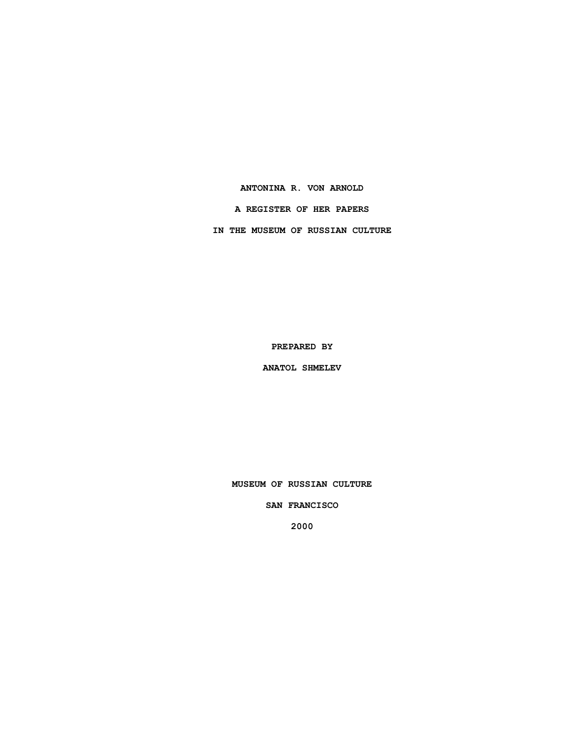# ANTONINA R. VON ARNOLD

## A REGISTER OF HER PAPERS

## IN THE MUSEUM OF RUSSIAN CULTURE

PREPARED BY

ANATOL SHMELEV

MUSEUM OF RUSSIAN CULTURE

SAN FRANCISCO

2000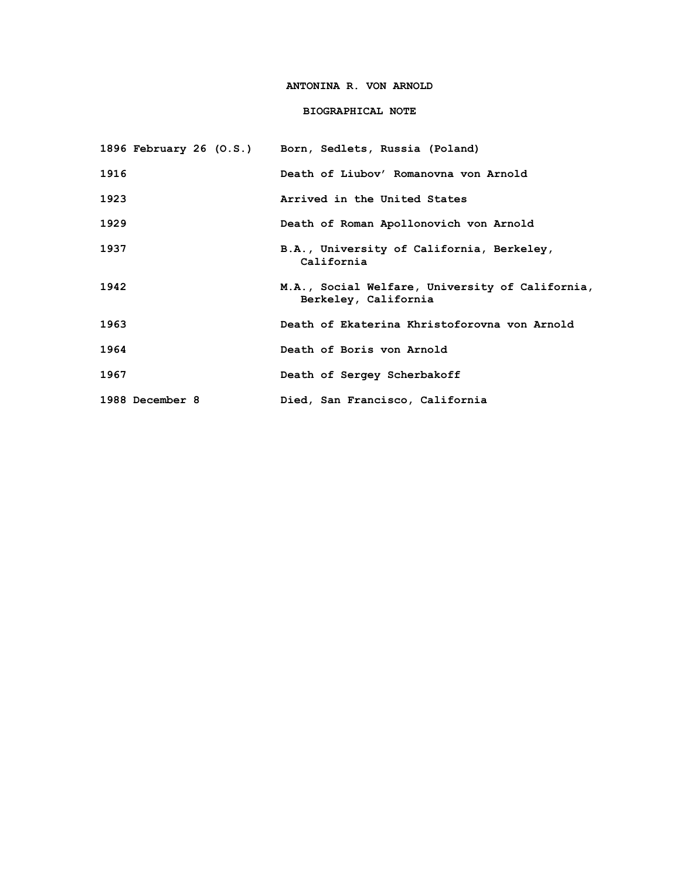# ANTONINA R. VON ARNOLD

## BIOGRAPHICAL NOTE

| | |
|---|---|
| 1896 February 26 (O.S.) | Born, Sedlets, Russia (Poland) |
| 1916 | Death of Liubov' Romanovna von Arnold |
| 1923 | Arrived in the United States |
| 1929 | Death of Roman Apollonovich von Arnold |
| 1937 | B.A., University of California, Berkeley, California |
| 1942 | M.A., Social Welfare, University of California, Berkeley, California |
| 1963 | Death of Ekaterina Khristoforovna von Arnold |
| 1964 | Death of Boris von Arnold |
| 1967 | Death of Sergey Scherbakoff |
| 1988 December 8 | Died, San Francisco, California |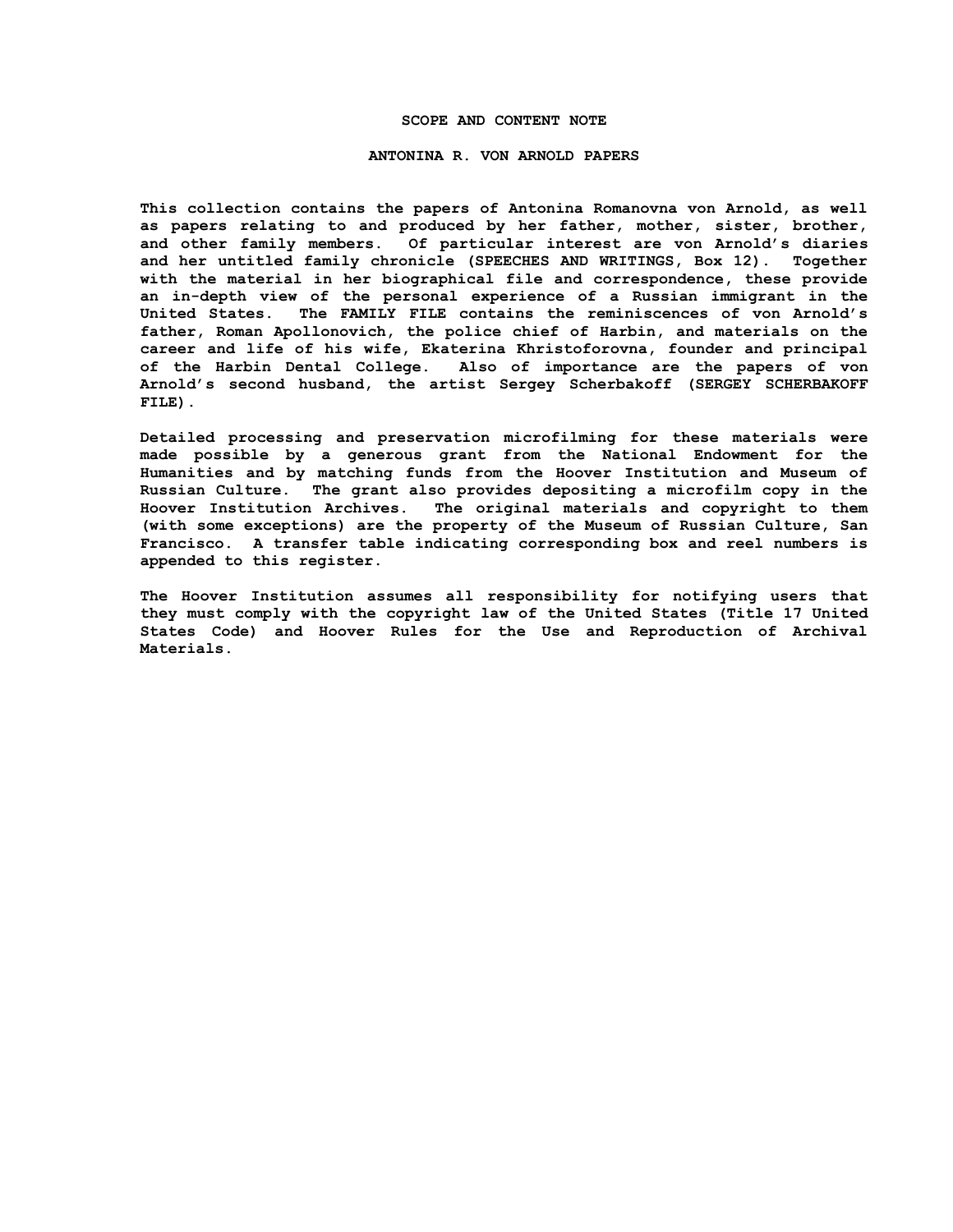# SCOPE AND CONTENT NOTE

## ANTONINA R. VON ARNOLD PAPERS

This collection contains the papers of Antonina Romanovna von Arnold, as well as papers relating to and produced by her father, mother, sister, brother, and other family members. Of particular interest are von Arnold's diaries and her untitled family chronicle (SPEECHES AND WRITINGS, Box 12). Together with the material in her biographical file and correspondence, these provide an in-depth view of the personal experience of a Russian immigrant in the United States. The FAMILY FILE contains the reminiscences of von Arnold's father, Roman Apollonovich, the police chief of Harbin, and materials on the career and life of his wife, Ekaterina Khristoforovna, founder and principal of the Harbin Dental College. Also of importance are the papers of von Arnold's second husband, the artist Sergey Scherbakoff (SERGEY SCHERBAKOFF FILE).

Detailed processing and preservation microfilming for these materials were made possible by a generous grant from the National Endowment for the Humanities and by matching funds from the Hoover Institution and Museum of Russian Culture. The grant also provides depositing a microfilm copy in the Hoover Institution Archives. The original materials and copyright to them (with some exceptions) are the property of the Museum of Russian Culture, San Francisco. A transfer table indicating corresponding box and reel numbers is appended to this register.

The Hoover Institution assumes all responsibility for notifying users that they must comply with the copyright law of the United States (Title 17 United States Code) and Hoover Rules for the Use and Reproduction of Archival Materials.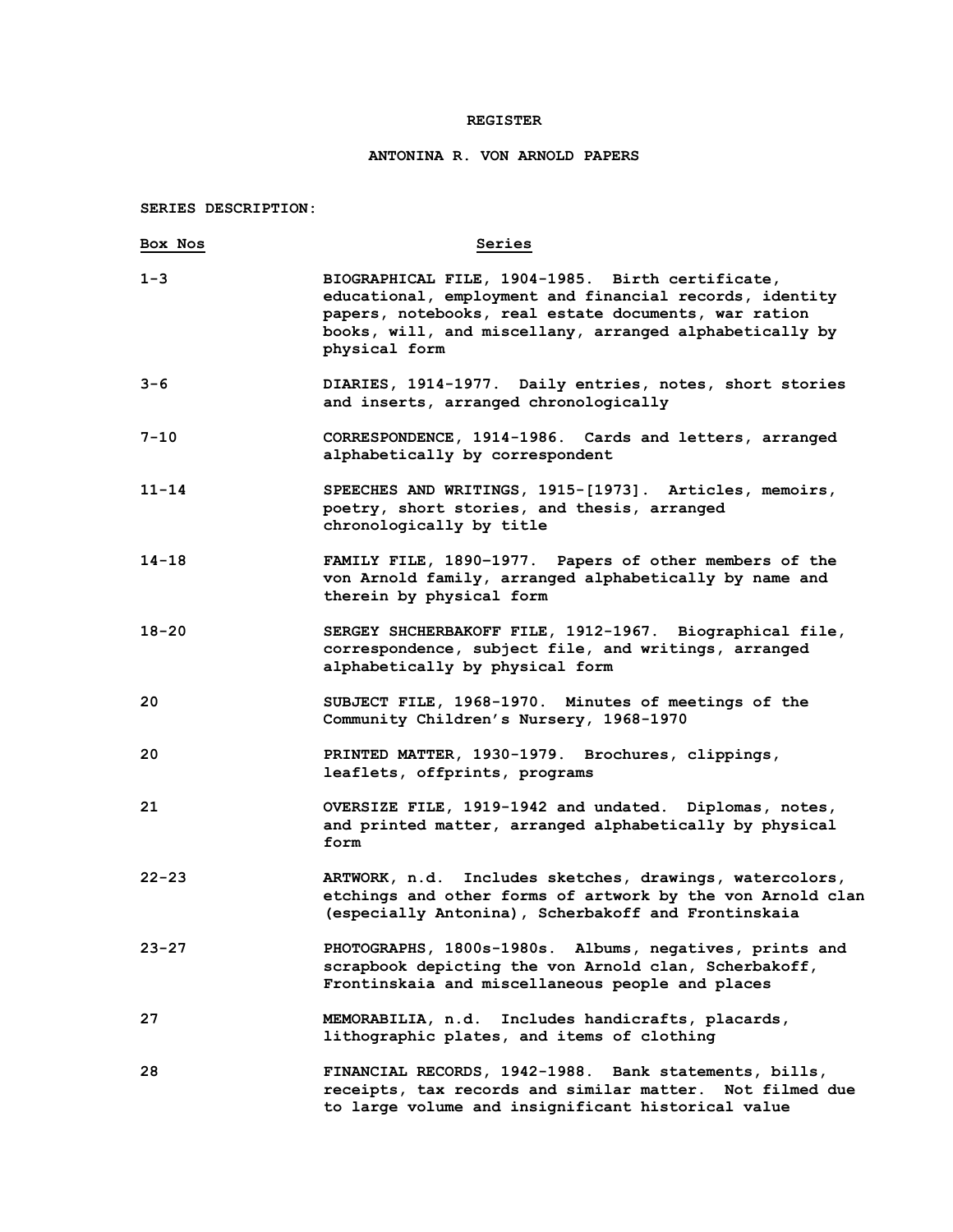# REGISTER

## ANTONINA R. VON ARNOLD PAPERS

**SERIES DESCRIPTION:**

| Box Nos | Series |
|---|---|
| 1-3 | BIOGRAPHICAL FILE, 1904-1985. Birth certificate, educational, employment and financial records, identity papers, notebooks, real estate documents, war ration books, will, and miscellany, arranged alphabetically by physical form |
| 3-6 | DIARIES, 1914-1977. Daily entries, notes, short stories and inserts, arranged chronologically |
| 7-10 | CORRESPONDENCE, 1914-1986. Cards and letters, arranged alphabetically by correspondent |
| 11-14 | SPEECHES AND WRITINGS, 1915-[1973]. Articles, memoirs, poetry, short stories, and thesis, arranged chronologically by title |
| 14-18 | FAMILY FILE, 1890-1977. Papers of other members of the von Arnold family, arranged alphabetically by name and therein by physical form |
| 18-20 | SERGEY SHCHERBAKOFF FILE, 1912-1967. Biographical file, correspondence, subject file, and writings, arranged alphabetically by physical form |
| 20 | SUBJECT FILE, 1968-1970. Minutes of meetings of the Community Children's Nursery, 1968-1970 |
| 20 | PRINTED MATTER, 1930-1979. Brochures, clippings, leaflets, offprints, programs |
| 21 | OVERSIZE FILE, 1919-1942 and undated. Diplomas, notes, and printed matter, arranged alphabetically by physical form |
| 22-23 | ARTWORK, n.d. Includes sketches, drawings, watercolors, etchings and other forms of artwork by the von Arnold clan (especially Antonina), Scherbakoff and Frontinskaia |
| 23-27 | PHOTOGRAPHS, 1800s-1980s. Albums, negatives, prints and scrapbook depicting the von Arnold clan, Scherbakoff, Frontinskaia and miscellaneous people and places |
| 27 | MEMORABILIA, n.d. Includes handicrafts, placards, lithographic plates, and items of clothing |
| 28 | FINANCIAL RECORDS, 1942-1988. Bank statements, bills, receipts, tax records and similar matter. Not filmed due to large volume and insignificant historical value |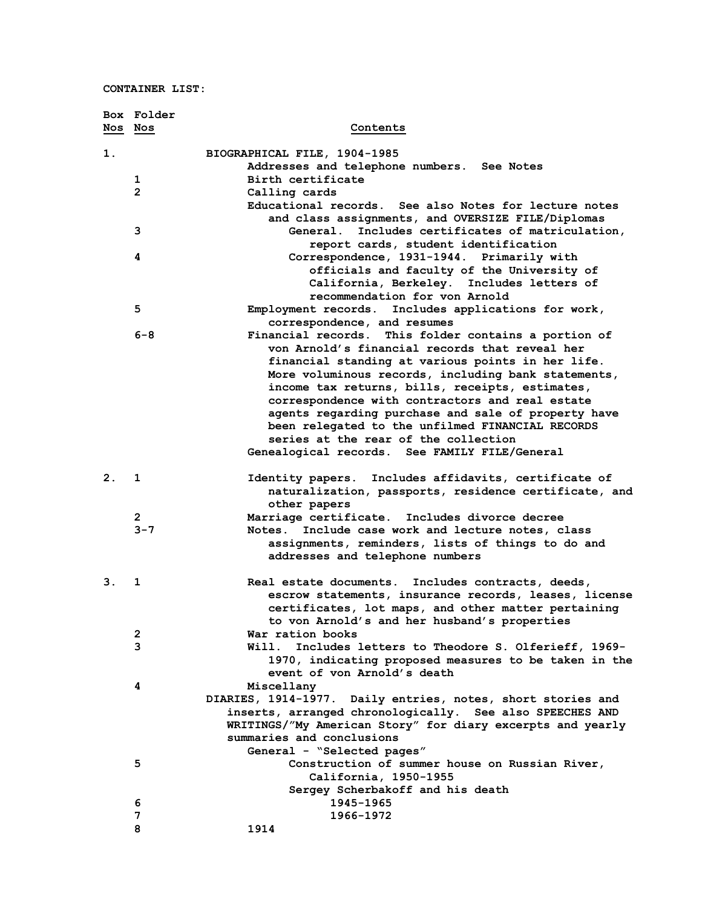**CONTAINER LIST:**

| Box Nos | Folder Nos | Contents |
|---|---|---|
| 1. | | BIOGRAPHICAL FILE, 1904-1985 |
| | | Addresses and telephone numbers. See Notes |
| | 1 | Birth certificate |
| | 2 | Calling cards |
| | | Educational records. See also Notes for lecture notes and class assignments, and OVERSIZE FILE/Diplomas |
| | 3 | General. Includes certificates of matriculation, report cards, student identification |
| | 4 | Correspondence, 1931-1944. Primarily with officials and faculty of the University of California, Berkeley. Includes letters of recommendation for von Arnold |
| | 5 | Employment records. Includes applications for work, correspondence, and resumes |
| | 6-8 | Financial records. This folder contains a portion of von Arnold's financial records that reveal her financial standing at various points in her life. More voluminous records, including bank statements, income tax returns, bills, receipts, estimates, correspondence with contractors and real estate agents regarding purchase and sale of property have been relegated to the unfilmed FINANCIAL RECORDS series at the rear of the collection |
| | | Genealogical records. See FAMILY FILE/General |
| 2. | 1 | Identity papers. Includes affidavits, certificate of naturalization, passports, residence certificate, and other papers |
| | 2 | Marriage certificate. Includes divorce decree |
| | 3-7 | Notes. Include case work and lecture notes, class assignments, reminders, lists of things to do and addresses and telephone numbers |
| 3. | 1 | Real estate documents. Includes contracts, deeds, escrow statements, insurance records, leases, license certificates, lot maps, and other matter pertaining to von Arnold's and her husband's properties |
| | 2 | War ration books |
| | 3 | Will. Includes letters to Theodore S. Olferieff, 1969-1970, indicating proposed measures to be taken in the event of von Arnold's death |
| | 4 | Miscellany |
| | | DIARIES, 1914-1977. Daily entries, notes, short stories and inserts, arranged chronologically. See also SPEECHES AND WRITINGS/"My American Story" for diary excerpts and yearly summaries and conclusions |
| | | General - "Selected pages" |
| | 5 | Construction of summer house on Russian River, California, 1950-1955 |
| | | Sergey Scherbakoff and his death |
| | 6 | 1945-1965 |
| | 7 | 1966-1972 |
| | 8 | 1914 |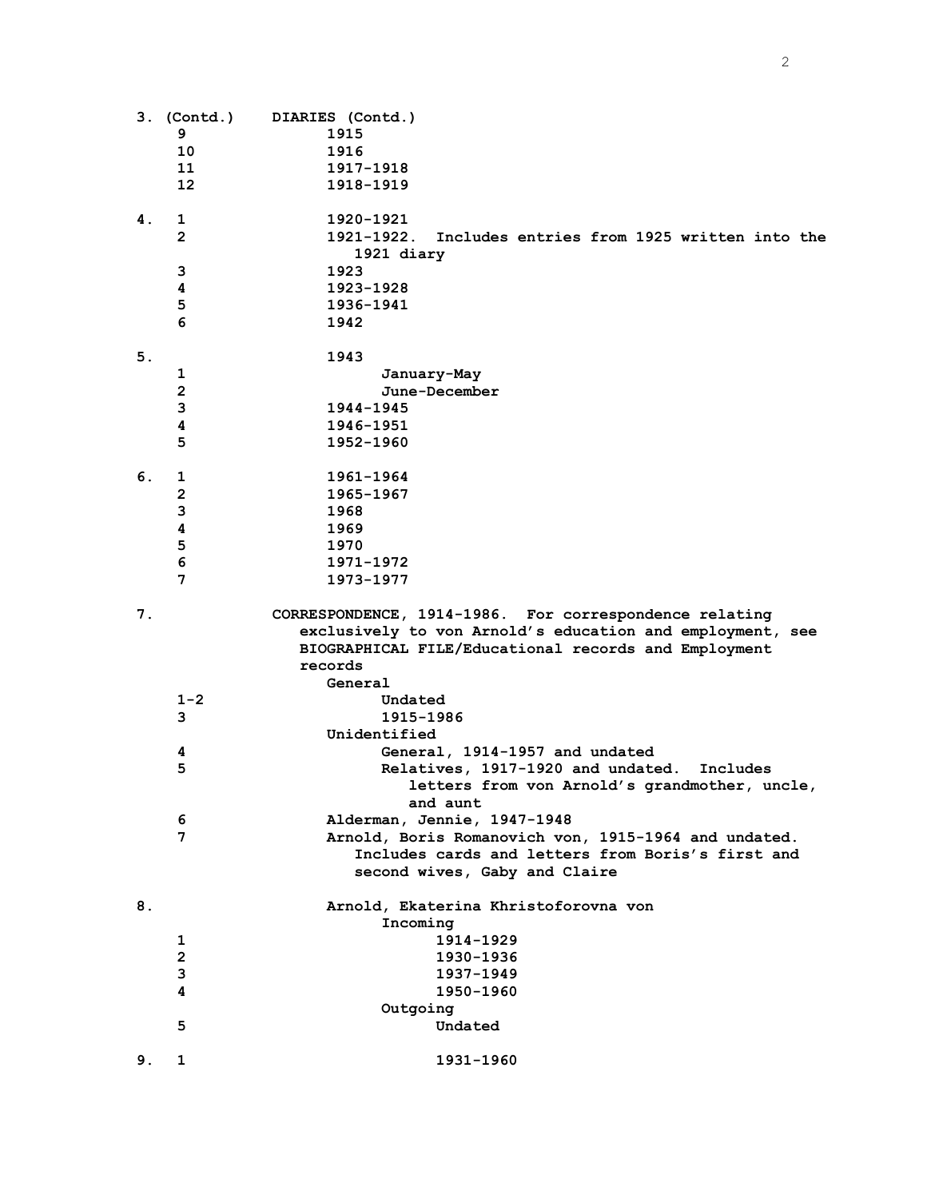**3. (Contd.) DIARIES (Contd.)**

| Box | Folder | Description |
|---|---|---|
| 3. (Contd.) | 9 | 1915 |
| | 10 | 1916 |
| | 11 | 1917-1918 |
| | 12 | 1918-1919 |
| 4. | 1 | 1920-1921 |
| | 2 | 1921-1922. Includes entries from 1925 written into the 1921 diary |
| | 3 | 1923 |
| | 4 | 1923-1928 |
| | 5 | 1936-1941 |
| | 6 | 1942 |
| 5. | | 1943 |
| | 1 | January-May |
| | 2 | June-December |
| | 3 | 1944-1945 |
| | 4 | 1946-1951 |
| | 5 | 1952-1960 |
| 6. | 1 | 1961-1964 |
| | 2 | 1965-1967 |
| | 3 | 1968 |
| | 4 | 1969 |
| | 5 | 1970 |
| | 6 | 1971-1972 |
| | 7 | 1973-1977 |

**7. CORRESPONDENCE, 1914-1986.** For correspondence relating exclusively to von Arnold's education and employment, see BIOGRAPHICAL FILE/Educational records and Employment records

| Box | Folder | Description |
|---|---|---|
| 7. | | General |
| | 1-2 | Undated |
| | 3 | 1915-1986 |
| | | Unidentified |
| | 4 | General, 1914-1957 and undated |
| | 5 | Relatives, 1917-1920 and undated. Includes letters from von Arnold's grandmother, uncle, and aunt |
| | 6 | Alderman, Jennie, 1947-1948 |
| | 7 | Arnold, Boris Romanovich von, 1915-1964 and undated. Includes cards and letters from Boris's first and second wives, Gaby and Claire |
| 8. | | Arnold, Ekaterina Khristoforovna von |
| | | Incoming |
| | 1 | 1914-1929 |
| | 2 | 1930-1936 |
| | 3 | 1937-1949 |
| | 4 | 1950-1960 |
| | | Outgoing |
| | 5 | Undated |
| 9. | 1 | 1931-1960 |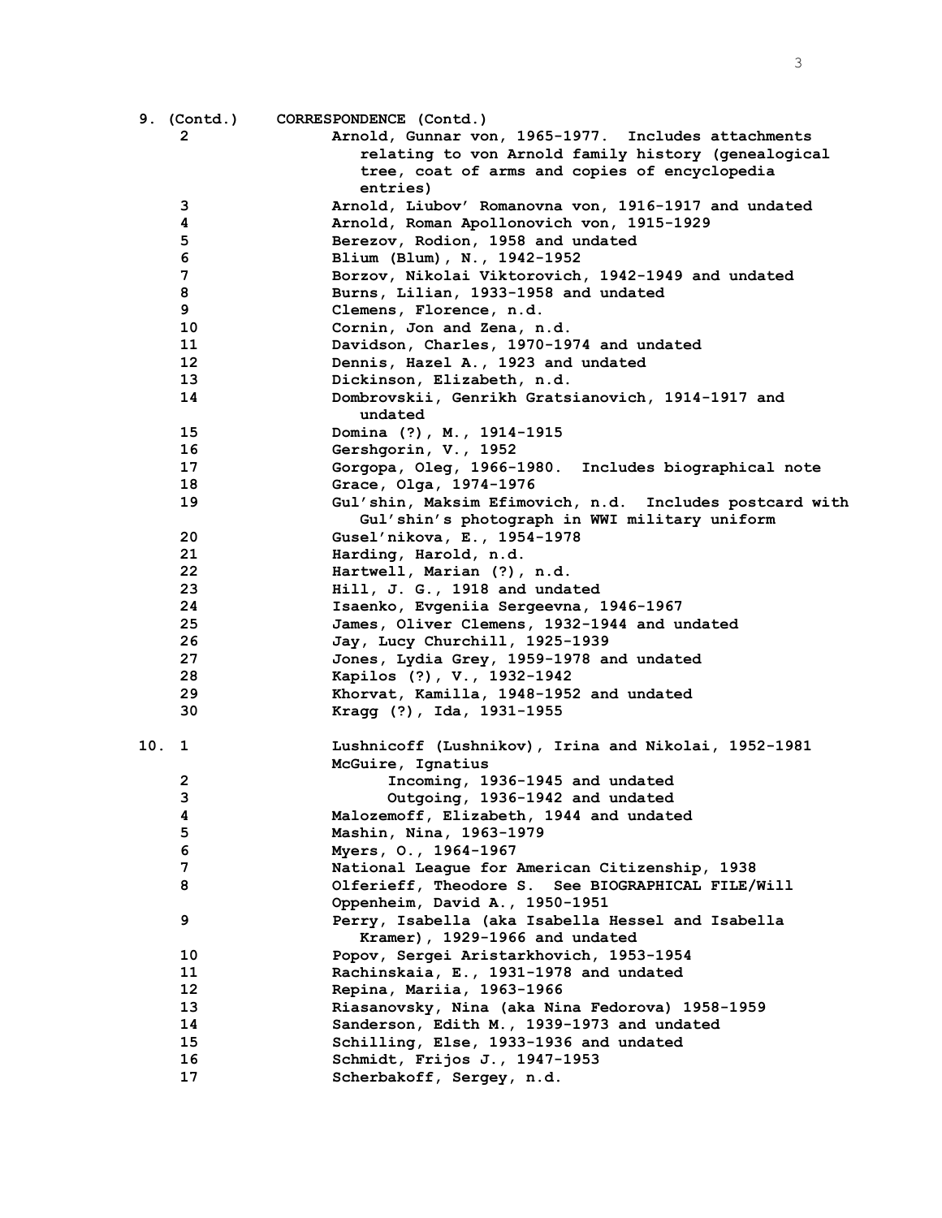| Box | Folder | Contents |
|---|---|---|
| 9. (Contd.) | | CORRESPONDENCE (Contd.) |
| | 2 | Arnold, Gunnar von, 1965-1977. Includes attachments relating to von Arnold family history (genealogical tree, coat of arms and copies of encyclopedia entries) |
| | 3 | Arnold, Liubov' Romanovna von, 1916-1917 and undated |
| | 4 | Arnold, Roman Apollonovich von, 1915-1929 |
| | 5 | Berezov, Rodion, 1958 and undated |
| | 6 | Blium (Blum), N., 1942-1952 |
| | 7 | Borzov, Nikolai Viktorovich, 1942-1949 and undated |
| | 8 | Burns, Lilian, 1933-1958 and undated |
| | 9 | Clemens, Florence, n.d. |
| | 10 | Cornin, Jon and Zena, n.d. |
| | 11 | Davidson, Charles, 1970-1974 and undated |
| | 12 | Dennis, Hazel A., 1923 and undated |
| | 13 | Dickinson, Elizabeth, n.d. |
| | 14 | Dombrovskii, Genrikh Gratsianovich, 1914-1917 and undated |
| | 15 | Domina (?), M., 1914-1915 |
| | 16 | Gershgorin, V., 1952 |
| | 17 | Gorgopa, Oleg, 1966-1980. Includes biographical note |
| | 18 | Grace, Olga, 1974-1976 |
| | 19 | Gul'shin, Maksim Efimovich, n.d. Includes postcard with Gul'shin's photograph in WWI military uniform |
| | 20 | Gusel'nikova, E., 1954-1978 |
| | 21 | Harding, Harold, n.d. |
| | 22 | Hartwell, Marian (?), n.d. |
| | 23 | Hill, J. G., 1918 and undated |
| | 24 | Isaenko, Evgeniia Sergeevna, 1946-1967 |
| | 25 | James, Oliver Clemens, 1932-1944 and undated |
| | 26 | Jay, Lucy Churchill, 1925-1939 |
| | 27 | Jones, Lydia Grey, 1959-1978 and undated |
| | 28 | Kapilos (?), V., 1932-1942 |
| | 29 | Khorvat, Kamilla, 1948-1952 and undated |
| | 30 | Kragg (?), Ida, 1931-1955 |
| 10. | 1 | Lushnicoff (Lushnikov), Irina and Nikolai, 1952-1981 |
| | | McGuire, Ignatius |
| | 2 | Incoming, 1936-1945 and undated |
| | 3 | Outgoing, 1936-1942 and undated |
| | 4 | Malozemoff, Elizabeth, 1944 and undated |
| | 5 | Mashin, Nina, 1963-1979 |
| | 6 | Myers, O., 1964-1967 |
| | 7 | National League for American Citizenship, 1938 |
| | 8 | Olferieff, Theodore S. See BIOGRAPHICAL FILE/Will |
| | | Oppenheim, David A., 1950-1951 |
| | 9 | Perry, Isabella (aka Isabella Hessel and Isabella Kramer), 1929-1966 and undated |
| | 10 | Popov, Sergei Aristarkhovich, 1953-1954 |
| | 11 | Rachinskaia, E., 1931-1978 and undated |
| | 12 | Repina, Mariia, 1963-1966 |
| | 13 | Riasanovsky, Nina (aka Nina Fedorova) 1958-1959 |
| | 14 | Sanderson, Edith M., 1939-1973 and undated |
| | 15 | Schilling, Else, 1933-1936 and undated |
| | 16 | Schmidt, Frijos J., 1947-1953 |
| | 17 | Scherbakoff, Sergey, n.d. |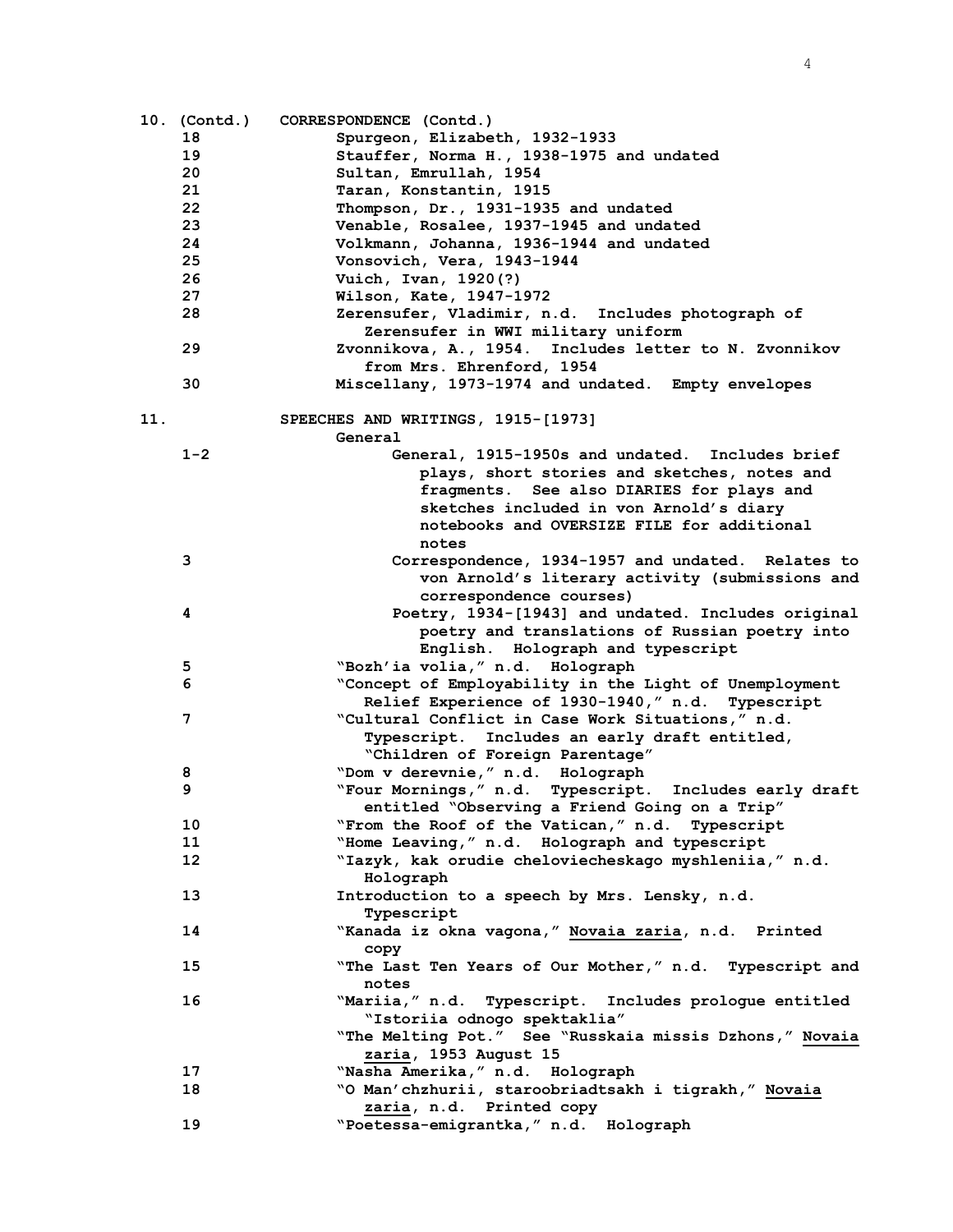**10. (Contd.) CORRESPONDENCE (Contd.)**

| Box/Folder | Contents |
|---|---|
| 18 | Spurgeon, Elizabeth, 1932-1933 |
| 19 | Stauffer, Norma H., 1938-1975 and undated |
| 20 | Sultan, Emrullah, 1954 |
| 21 | Taran, Konstantin, 1915 |
| 22 | Thompson, Dr., 1931-1935 and undated |
| 23 | Venable, Rosalee, 1937-1945 and undated |
| 24 | Volkmann, Johanna, 1936-1944 and undated |
| 25 | Vonsovich, Vera, 1943-1944 |
| 26 | Vuich, Ivan, 1920(?) |
| 27 | Wilson, Kate, 1947-1972 |
| 28 | Zerensufer, Vladimir, n.d. Includes photograph of Zerensufer in WWI military uniform |
| 29 | Zvonnikova, A., 1954. Includes letter to N. Zvonnikov from Mrs. Ehrenford, 1954 |
| 30 | Miscellany, 1973-1974 and undated. Empty envelopes |

**11. SPEECHES AND WRITINGS, 1915-[1973]**

**General**

| Box/Folder | Contents |
|---|---|
| 1-2 | General, 1915-1950s and undated. Includes brief plays, short stories and sketches, notes and fragments. See also DIARIES for plays and sketches included in von Arnold's diary notebooks and OVERSIZE FILE for additional notes |
| 3 | Correspondence, 1934-1957 and undated. Relates to von Arnold's literary activity (submissions and correspondence courses) |
| 4 | Poetry, 1934-[1943] and undated. Includes original poetry and translations of Russian poetry into English. Holograph and typescript |
| 5 | "Bozh'ia volia," n.d. Holograph |
| 6 | "Concept of Employability in the Light of Unemployment Relief Experience of 1930-1940," n.d. Typescript |
| 7 | "Cultural Conflict in Case Work Situations," n.d. Typescript. Includes an early draft entitled, "Children of Foreign Parentage" |
| 8 | "Dom v derevnie," n.d. Holograph |
| 9 | "Four Mornings," n.d. Typescript. Includes early draft entitled "Observing a Friend Going on a Trip" |
| 10 | "From the Roof of the Vatican," n.d. Typescript |
| 11 | "Home Leaving," n.d. Holograph and typescript |
| 12 | "Iazyk, kak orudie cheloviecheskago myshleniia," n.d. Holograph |
| 13 | Introduction to a speech by Mrs. Lensky, n.d. Typescript |
| 14 | "Kanada iz okna vagona," <u>Novaia zaria</u>, n.d. Printed copy |
| 15 | "The Last Ten Years of Our Mother," n.d. Typescript and notes |
| 16 | "Mariia," n.d. Typescript. Includes prologue entitled "Istoriia odnogo spektaklia" |
| | "The Melting Pot." See "Russkaia missis Dzhons," <u>Novaia zaria</u>, 1953 August 15 |
| 17 | "Nasha Amerika," n.d. Holograph |
| 18 | "O Man'chzhurii, staroobriadtsakh i tigrakh," <u>Novaia zaria</u>, n.d. Printed copy |
| 19 | "Poetessa-emigrantka," n.d. Holograph |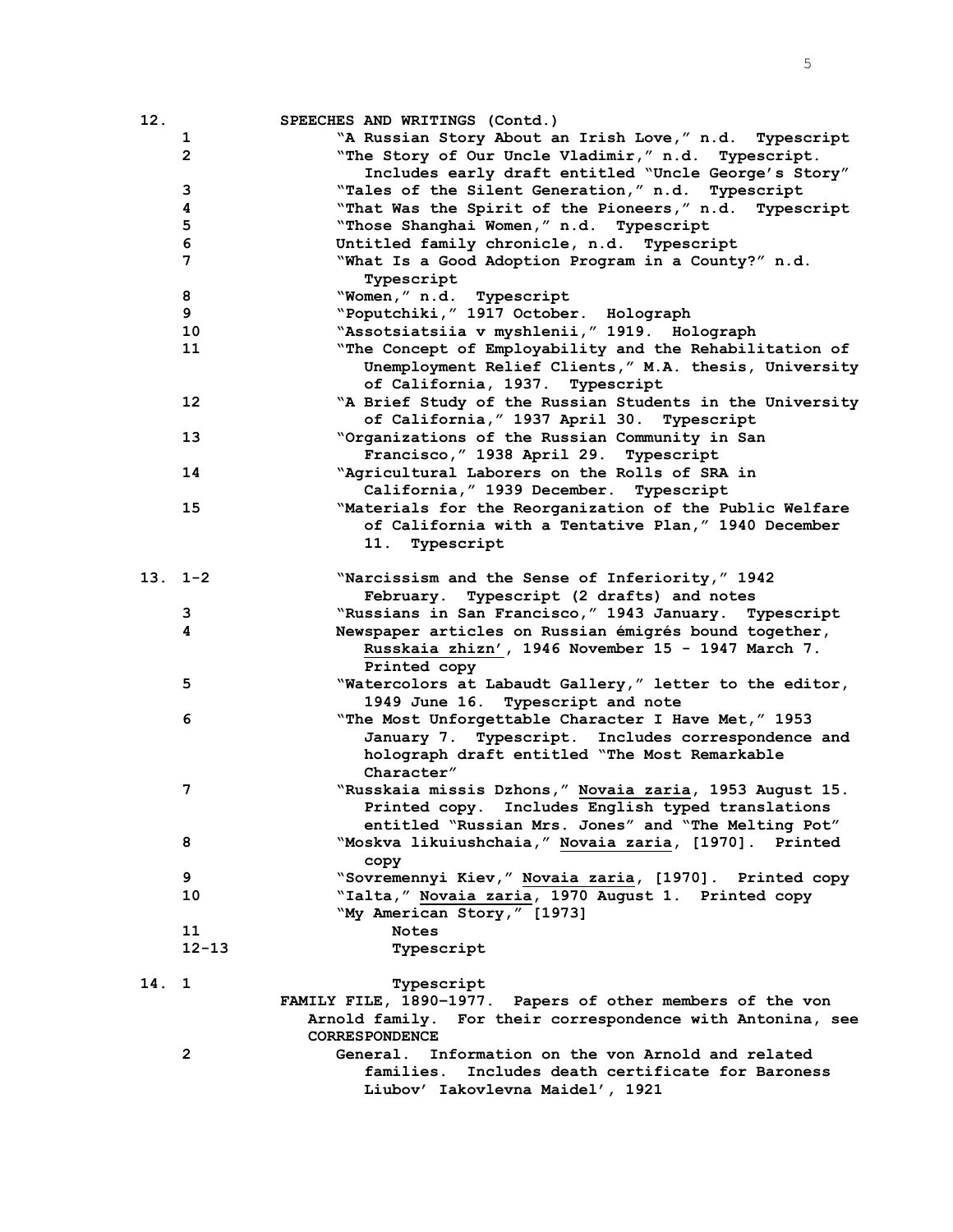| Box | Folder | Contents |
|---|---|---|
| 12. | | SPEECHES AND WRITINGS (Contd.) |
| | 1 | "A Russian Story About an Irish Love," n.d. Typescript |
| | 2 | "The Story of Our Uncle Vladimir," n.d. Typescript. Includes early draft entitled "Uncle George's Story" |
| | 3 | "Tales of the Silent Generation," n.d. Typescript |
| | 4 | "That Was the Spirit of the Pioneers," n.d. Typescript |
| | 5 | "Those Shanghai Women," n.d. Typescript |
| | 6 | Untitled family chronicle, n.d. Typescript |
| | 7 | "What Is a Good Adoption Program in a County?" n.d. Typescript |
| | 8 | "Women," n.d. Typescript |
| | 9 | "Poputchiki," 1917 October. Holograph |
| | 10 | "Assotsiatsiia v myshlenii," 1919. Holograph |
| | 11 | "The Concept of Employability and the Rehabilitation of Unemployment Relief Clients," M.A. thesis, University of California, 1937. Typescript |
| | 12 | "A Brief Study of the Russian Students in the University of California," 1937 April 30. Typescript |
| | 13 | "Organizations of the Russian Community in San Francisco," 1938 April 29. Typescript |
| | 14 | "Agricultural Laborers on the Rolls of SRA in California," 1939 December. Typescript |
| | 15 | "Materials for the Reorganization of the Public Welfare of California with a Tentative Plan," 1940 December 11. Typescript |
| 13. | 1-2 | "Narcissism and the Sense of Inferiority," 1942 February. Typescript (2 drafts) and notes |
| | 3 | "Russians in San Francisco," 1943 January. Typescript |
| | 4 | Newspaper articles on Russian émigrés bound together, _Russkaia zhizn'_, 1946 November 15 - 1947 March 7. Printed copy |
| | 5 | "Watercolors at Labaudt Gallery," letter to the editor, 1949 June 16. Typescript and note |
| | 6 | "The Most Unforgettable Character I Have Met," 1953 January 7. Typescript. Includes correspondence and holograph draft entitled "The Most Remarkable Character" |
| | 7 | "Russkaia missis Dzhons," _Novaia zaria_, 1953 August 15. Printed copy. Includes English typed translations entitled "Russian Mrs. Jones" and "The Melting Pot" |
| | 8 | "Moskva likuiushchaia," _Novaia zaria_, [1970]. Printed copy |
| | 9 | "Sovremennyi Kiev," _Novaia zaria_, [1970]. Printed copy |
| | 10 | "Ialta," _Novaia zaria_, 1970 August 1. Printed copy |
| | | "My American Story," [1973] |
| | 11 | Notes |
| | 12-13 | Typescript |
| 14. | 1 | Typescript |
| | | FAMILY FILE, 1890-1977. Papers of other members of the von Arnold family. For their correspondence with Antonina, see CORRESPONDENCE |
| | 2 | General. Information on the von Arnold and related families. Includes death certificate for Baroness Liubov' Iakovlevna Maidel', 1921 |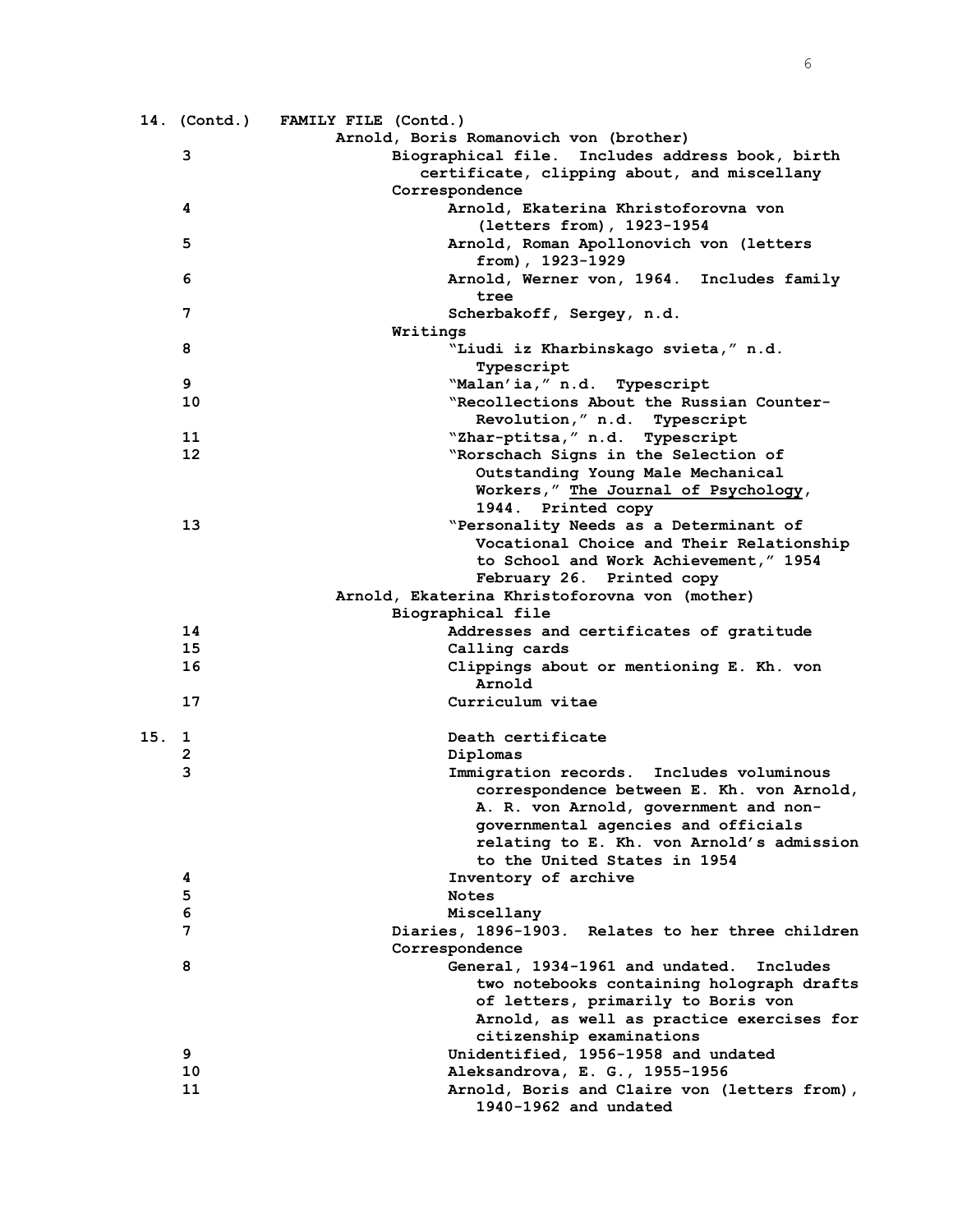**14. (Contd.) FAMILY FILE (Contd.)**

**Arnold, Boris Romanovich von (brother)**

**3** Biographical file. Includes address book, birth certificate, clipping about, and miscellany

Correspondence

**4** Arnold, Ekaterina Khristoforovna von (letters from), 1923-1954

**5** Arnold, Roman Apollonovich von (letters from), 1923-1929

**6** Arnold, Werner von, 1964. Includes family tree

**7** Scherbakoff, Sergey, n.d.

Writings

**8** "Liudi iz Kharbinskago svieta," n.d. Typescript

**9** "Malan'ia," n.d. Typescript

**10** "Recollections About the Russian Counter-Revolution," n.d. Typescript

**11** "Zhar-ptitsa," n.d. Typescript

**12** "Rorschach Signs in the Selection of Outstanding Young Male Mechanical Workers," The Journal of Psychology, 1944. Printed copy

**13** "Personality Needs as a Determinant of Vocational Choice and Their Relationship to School and Work Achievement," 1954 February 26. Printed copy

**Arnold, Ekaterina Khristoforovna von (mother)**

Biographical file

**14** Addresses and certificates of gratitude

**15** Calling cards

**16** Clippings about or mentioning E. Kh. von Arnold

**17** Curriculum vitae

**15. 1** Death certificate

**2** Diplomas

**3** Immigration records. Includes voluminous correspondence between E. Kh. von Arnold, A. R. von Arnold, government and non-governmental agencies and officials relating to E. Kh. von Arnold's admission to the United States in 1954

**4** Inventory of archive

**5** Notes

**6** Miscellany

**7** Diaries, 1896-1903. Relates to her three children

Correspondence

**8** General, 1934-1961 and undated. Includes two notebooks containing holograph drafts of letters, primarily to Boris von Arnold, as well as practice exercises for citizenship examinations

**9** Unidentified, 1956-1958 and undated

**10** Aleksandrova, E. G., 1955-1956

**11** Arnold, Boris and Claire von (letters from), 1940-1962 and undated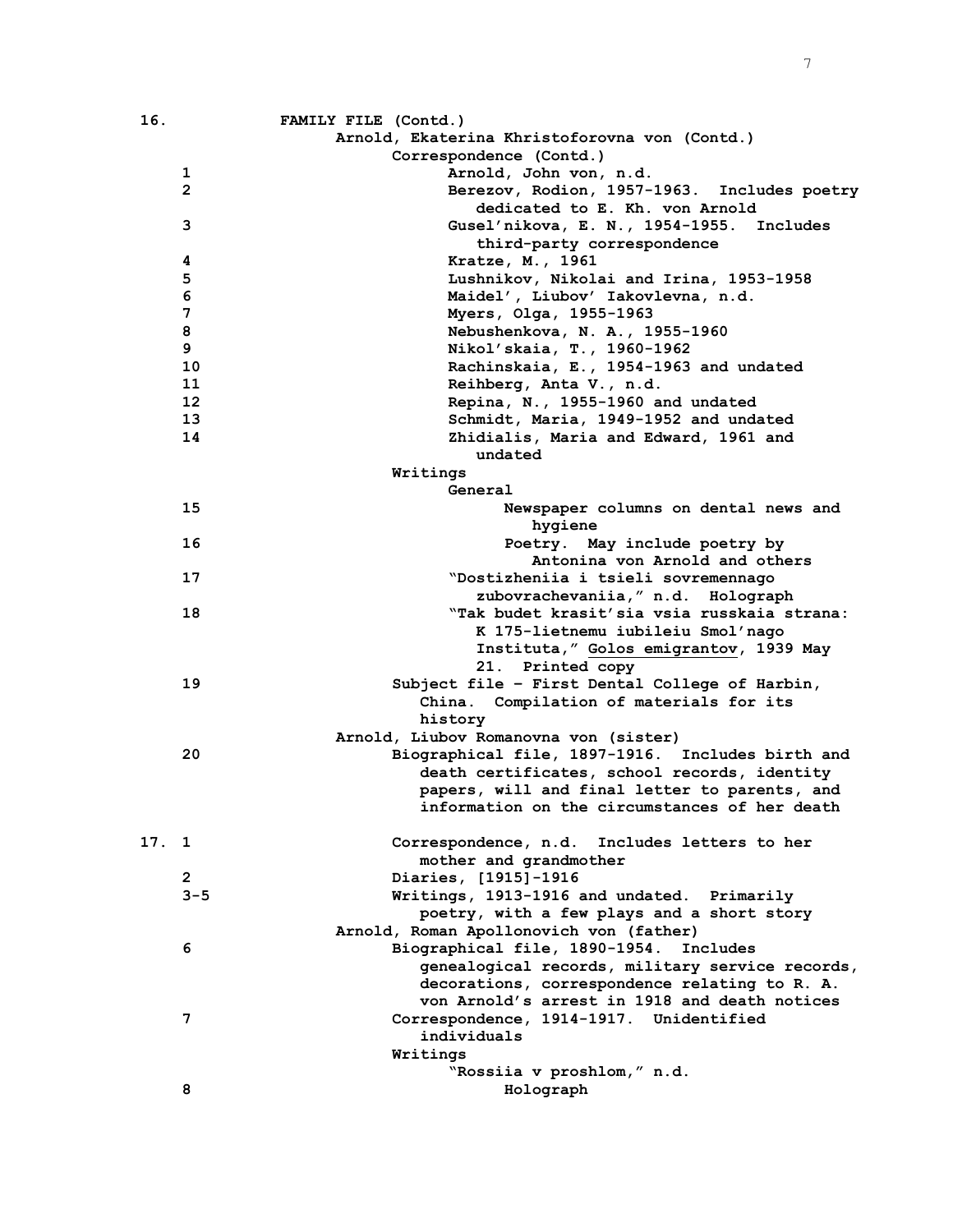| Box | Folder | Contents |
|---|---|---|
| 16. | | **FAMILY FILE (Contd.)** |
| | | Arnold, Ekaterina Khristoforovna von (Contd.) |
| | | Correspondence (Contd.) |
| | 1 | Arnold, John von, n.d. |
| | 2 | Berezov, Rodion, 1957-1963. Includes poetry dedicated to E. Kh. von Arnold |
| | 3 | Gusel'nikova, E. N., 1954-1955. Includes third-party correspondence |
| | 4 | Kratze, M., 1961 |
| | 5 | Lushnikov, Nikolai and Irina, 1953-1958 |
| | 6 | Maidel', Liubov' Iakovlevna, n.d. |
| | 7 | Myers, Olga, 1955-1963 |
| | 8 | Nebushenkova, N. A., 1955-1960 |
| | 9 | Nikol'skaia, T., 1960-1962 |
| | 10 | Rachinskaia, E., 1954-1963 and undated |
| | 11 | Reihberg, Anta V., n.d. |
| | 12 | Repina, N., 1955-1960 and undated |
| | 13 | Schmidt, Maria, 1949-1952 and undated |
| | 14 | Zhidialis, Maria and Edward, 1961 and undated |
| | | Writings |
| | | General |
| | 15 | Newspaper columns on dental news and hygiene |
| | 16 | Poetry. May include poetry by Antonina von Arnold and others |
| | 17 | "Dostizheniia i tsieli sovremennago zubovrachevaniia," n.d. Holograph |
| | 18 | "Tak budet krasit'sia vsia russkaia strana: K 175-lietnemu iubileiu Smol'nago Instituta," Golos emigrantov, 1939 May 21. Printed copy |
| | 19 | Subject file – First Dental College of Harbin, China. Compilation of materials for its history |
| | | Arnold, Liubov Romanovna von (sister) |
| | 20 | Biographical file, 1897-1916. Includes birth and death certificates, school records, identity papers, will and final letter to parents, and information on the circumstances of her death |
| 17. | 1 | Correspondence, n.d. Includes letters to her mother and grandmother |
| | 2 | Diaries, [1915]-1916 |
| | 3-5 | Writings, 1913-1916 and undated. Primarily poetry, with a few plays and a short story |
| | | Arnold, Roman Apollonovich von (father) |
| | 6 | Biographical file, 1890-1954. Includes genealogical records, military service records, decorations, correspondence relating to R. A. von Arnold's arrest in 1918 and death notices |
| | 7 | Correspondence, 1914-1917. Unidentified individuals |
| | | Writings |
| | | "Rossiia v proshlom," n.d. |
| | 8 | Holograph |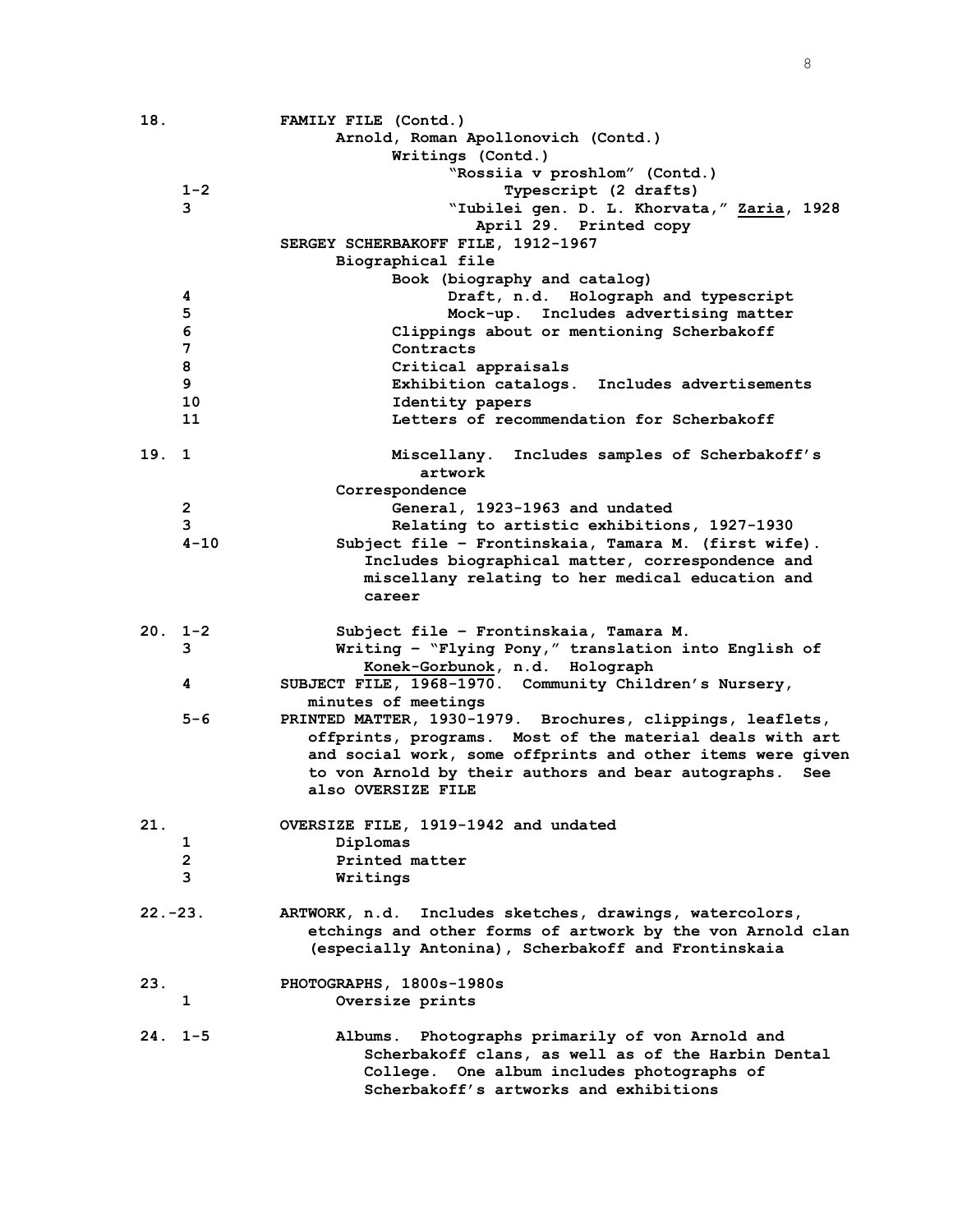| Box | Folder | Contents |
|---|---|---|
| 18. | | FAMILY FILE (Contd.) |
| | | Arnold, Roman Apollonovich (Contd.) |
| | | Writings (Contd.) |
| | | "Rossiia v proshlom" (Contd.) |
| | 1-2 | Typescript (2 drafts) |
| | 3 | "Iubilei gen. D. L. Khorvata," Zaria, 1928 April 29. Printed copy |
| | | SERGEY SCHERBAKOFF FILE, 1912-1967 |
| | | Biographical file |
| | | Book (biography and catalog) |
| | 4 | Draft, n.d. Holograph and typescript |
| | 5 | Mock-up. Includes advertising matter |
| | 6 | Clippings about or mentioning Scherbakoff |
| | 7 | Contracts |
| | 8 | Critical appraisals |
| | 9 | Exhibition catalogs. Includes advertisements |
| | 10 | Identity papers |
| | 11 | Letters of recommendation for Scherbakoff |
| 19. | 1 | Miscellany. Includes samples of Scherbakoff's artwork |
| | | Correspondence |
| | 2 | General, 1923-1963 and undated |
| | 3 | Relating to artistic exhibitions, 1927-1930 |
| | 4-10 | Subject file – Frontinskaia, Tamara M. (first wife). Includes biographical matter, correspondence and miscellany relating to her medical education and career |
| 20. | 1-2 | Subject file – Frontinskaia, Tamara M. |
| | 3 | Writing – "Flying Pony," translation into English of Konek-Gorbunok, n.d. Holograph |
| | 4 | SUBJECT FILE, 1968-1970. Community Children's Nursery, minutes of meetings |
| | 5-6 | PRINTED MATTER, 1930-1979. Brochures, clippings, leaflets, offprints, programs. Most of the material deals with art and social work, some offprints and other items were given to von Arnold by their authors and bear autographs. See also OVERSIZE FILE |
| 21. | | OVERSIZE FILE, 1919-1942 and undated |
| | 1 | Diplomas |
| | 2 | Printed matter |
| | 3 | Writings |
| 22.-23. | | ARTWORK, n.d. Includes sketches, drawings, watercolors, etchings and other forms of artwork by the von Arnold clan (especially Antonina), Scherbakoff and Frontinskaia |
| 23. | | PHOTOGRAPHS, 1800s-1980s |
| | 1 | Oversize prints |
| 24. | 1-5 | Albums. Photographs primarily of von Arnold and Scherbakoff clans, as well as of the Harbin Dental College. One album includes photographs of Scherbakoff's artworks and exhibitions |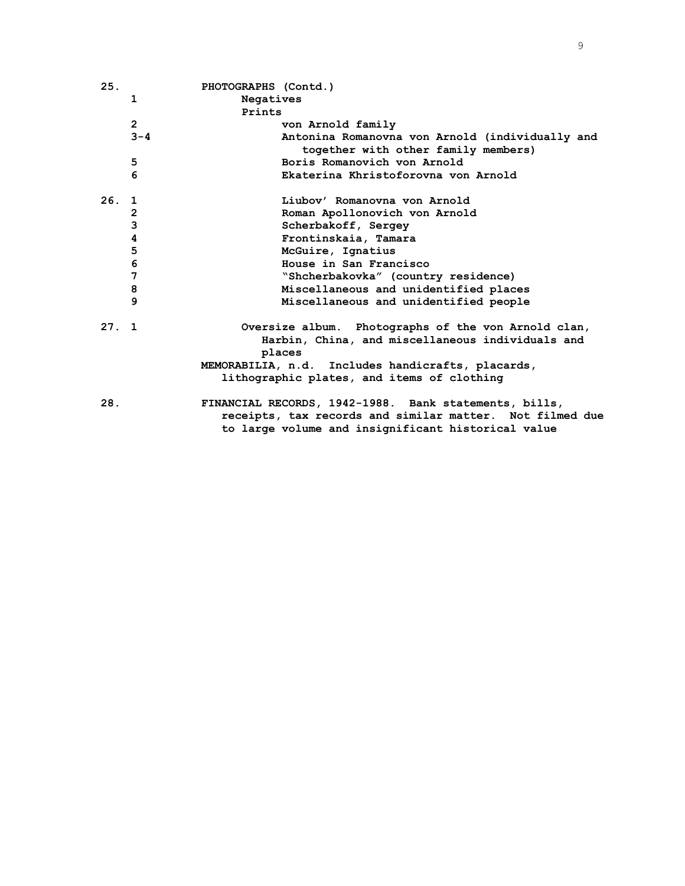25. PHOTOGRAPHS (Contd.)

1 Negatives

Prints

2 von Arnold family

3-4 Antonina Romanovna von Arnold (individually and together with other family members)

5 Boris Romanovich von Arnold

6 Ekaterina Khristoforovna von Arnold

26. 1 Liubov' Romanovna von Arnold

2 Roman Apollonovich von Arnold

3 Scherbakoff, Sergey

4 Frontinskaia, Tamara

5 McGuire, Ignatius

6 House in San Francisco

7 "Shcherbakovka" (country residence)

8 Miscellaneous and unidentified places

9 Miscellaneous and unidentified people

27. 1 Oversize album. Photographs of the von Arnold clan, Harbin, China, and miscellaneous individuals and places

MEMORABILIA, n.d. Includes handicrafts, placards, lithographic plates, and items of clothing

28. FINANCIAL RECORDS, 1942-1988. Bank statements, bills, receipts, tax records and similar matter. Not filmed due to large volume and insignificant historical value